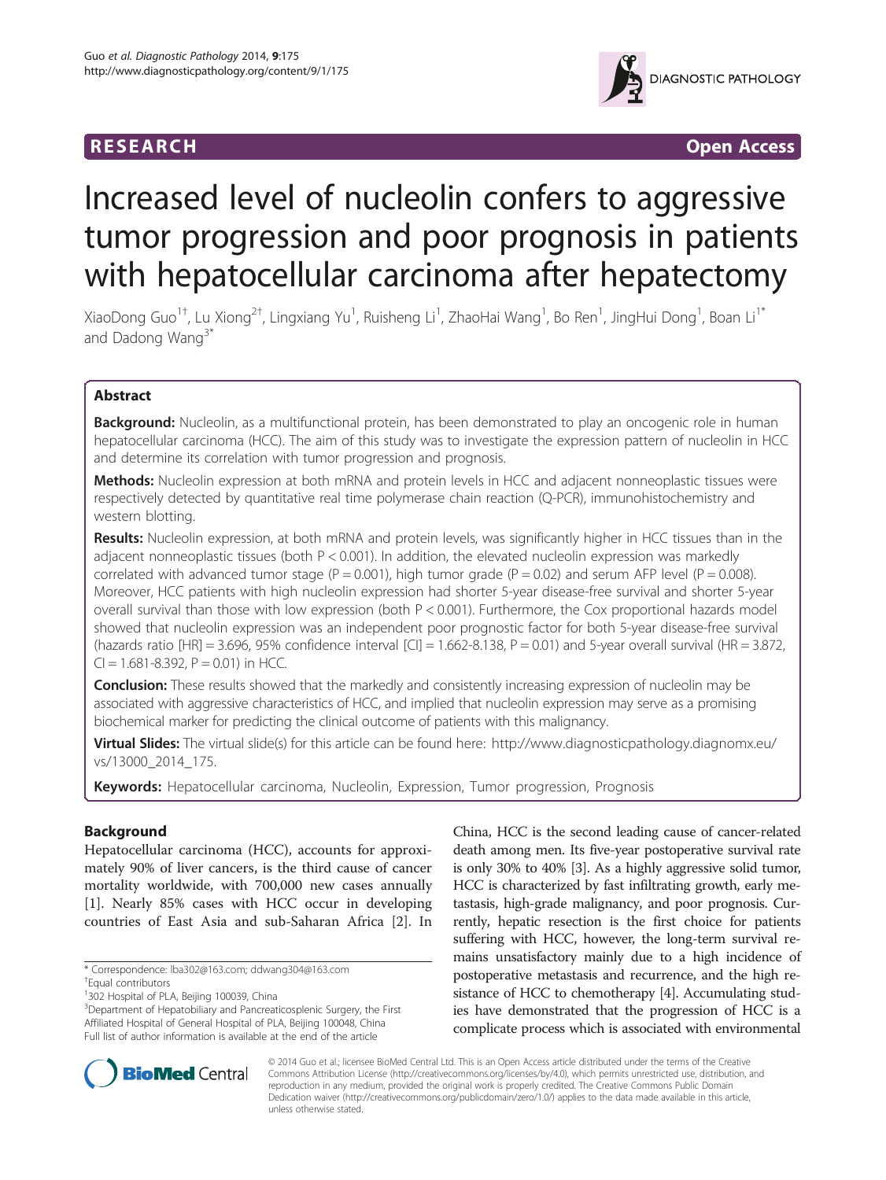RESEARCH Open Access

# Increased level of nucleolin confers to aggressive tumor progression and poor prognosis in patients with hepatocellular carcinoma after hepatectomy

XiaoDong Guo[1†], Lu Xiong[2†], Lingxiang Yu[1], Ruisheng Li[1], ZhaoHai Wang[1], Bo Ren[1], JingHui Dong[1], Boan Li[1*] and Dadong Wang[3*]

## Abstract

**Background:** Nucleolin, as a multifunctional protein, has been demonstrated to play an oncogenic role in human hepatocellular carcinoma (HCC). The aim of this study was to investigate the expression pattern of nucleolin in HCC and determine its correlation with tumor progression and prognosis.

**Methods:** Nucleolin expression at both mRNA and protein levels in HCC and adjacent nonneoplastic tissues were respectively detected by quantitative real time polymerase chain reaction (Q-PCR), immunohistochemistry and western blotting.

**Results:** Nucleolin expression, at both mRNA and protein levels, was significantly higher in HCC tissues than in the adjacent nonneoplastic tissues (both $P < 0.001$). In addition, the elevated nucleolin expression was markedly correlated with advanced tumor stage ($P = 0.001$), high tumor grade ($P = 0.02$) and serum AFP level ($P = 0.008$). Moreover, HCC patients with high nucleolin expression had shorter 5-year disease-free survival and shorter 5-year overall survival than those with low expression (both $P < 0.001$). Furthermore, the Cox proportional hazards model showed that nucleolin expression was an independent poor prognostic factor for both 5-year disease-free survival (hazards ratio [HR] = 3.696, 95% confidence interval [CI] = 1.662-8.138, $P = 0.01$) and 5-year overall survival (HR = 3.872, CI = 1.681-8.392, $P = 0.01$) in HCC.

**Conclusion:** These results showed that the markedly and consistently increasing expression of nucleolin may be associated with aggressive characteristics of HCC, and implied that nucleolin expression may serve as a promising biochemical marker for predicting the clinical outcome of patients with this malignancy.

**Virtual Slides:** The virtual slide(s) for this article can be found here: http://www.diagnosticpathology.diagnomx.eu/vs/13000_2014_175.

**Keywords:** Hepatocellular carcinoma, Nucleolin, Expression, Tumor progression, Prognosis

## Background

Hepatocellular carcinoma (HCC), accounts for approximately 90% of liver cancers, is the third cause of cancer mortality worldwide, with 700,000 new cases annually [1]. Nearly 85% cases with HCC occur in developing countries of East Asia and sub-Saharan Africa [2]. In China, HCC is the second leading cause of cancer-related death among men. Its five-year postoperative survival rate is only 30% to 40% [3]. As a highly aggressive solid tumor, HCC is characterized by fast infiltrating growth, early metastasis, high-grade malignancy, and poor prognosis. Currently, hepatic resection is the first choice for patients suffering with HCC, however, the long-term survival remains unsatisfactory mainly due to a high incidence of postoperative metastasis and recurrence, and the high resistance of HCC to chemotherapy [4]. Accumulating studies have demonstrated that the progression of HCC is a complicate process which is associated with environmental

* Correspondence: lba302@163.com; ddwang304@163.com
†Equal contributors
[1]302 Hospital of PLA, Beijing 100039, China
[3]Department of Hepatobiliary and Pancreaticosplenic Surgery, the First Affiliated Hospital of General Hospital of PLA, Beijing 100048, China
Full list of author information is available at the end of the article

© 2014 Guo et al.; licensee BioMed Central Ltd. This is an Open Access article distributed under the terms of the Creative Commons Attribution License (http://creativecommons.org/licenses/by/4.0), which permits unrestricted use, distribution, and reproduction in any medium, provided the original work is properly credited. The Creative Commons Public Domain Dedication waiver (http://creativecommons.org/publicdomain/zero/1.0/) applies to the data made available in this article, unless otherwise stated.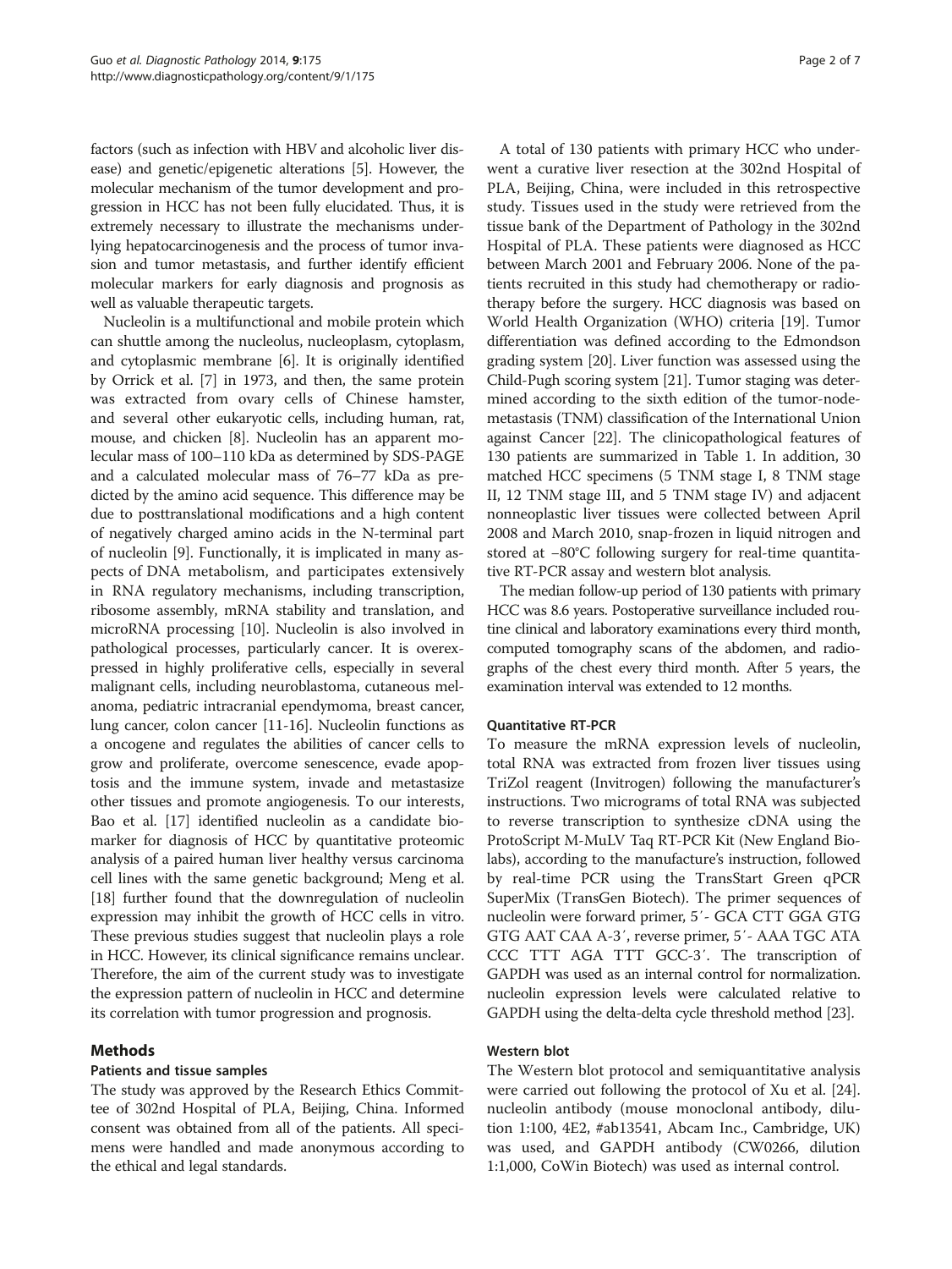factors (such as infection with HBV and alcoholic liver disease) and genetic/epigenetic alterations [5]. However, the molecular mechanism of the tumor development and progression in HCC has not been fully elucidated. Thus, it is extremely necessary to illustrate the mechanisms underlying hepatocarcinogenesis and the process of tumor invasion and tumor metastasis, and further identify efficient molecular markers for early diagnosis and prognosis as well as valuable therapeutic targets.

Nucleolin is a multifunctional and mobile protein which can shuttle among the nucleolus, nucleoplasm, cytoplasm, and cytoplasmic membrane [6]. It is originally identified by Orrick et al. [7] in 1973, and then, the same protein was extracted from ovary cells of Chinese hamster, and several other eukaryotic cells, including human, rat, mouse, and chicken [8]. Nucleolin has an apparent molecular mass of 100–110 kDa as determined by SDS-PAGE and a calculated molecular mass of 76–77 kDa as predicted by the amino acid sequence. This difference may be due to posttranslational modifications and a high content of negatively charged amino acids in the N-terminal part of nucleolin [9]. Functionally, it is implicated in many aspects of DNA metabolism, and participates extensively in RNA regulatory mechanisms, including transcription, ribosome assembly, mRNA stability and translation, and microRNA processing [10]. Nucleolin is also involved in pathological processes, particularly cancer. It is overexpressed in highly proliferative cells, especially in several malignant cells, including neuroblastoma, cutaneous melanoma, pediatric intracranial ependymoma, breast cancer, lung cancer, colon cancer [11-16]. Nucleolin functions as a oncogene and regulates the abilities of cancer cells to grow and proliferate, overcome senescence, evade apoptosis and the immune system, invade and metastasize other tissues and promote angiogenesis. To our interests, Bao et al. [17] identified nucleolin as a candidate biomarker for diagnosis of HCC by quantitative proteomic analysis of a paired human liver healthy versus carcinoma cell lines with the same genetic background; Meng et al. [18] further found that the downregulation of nucleolin expression may inhibit the growth of HCC cells in vitro. These previous studies suggest that nucleolin plays a role in HCC. However, its clinical significance remains unclear. Therefore, the aim of the current study was to investigate the expression pattern of nucleolin in HCC and determine its correlation with tumor progression and prognosis.

## Methods

### Patients and tissue samples

The study was approved by the Research Ethics Committee of 302nd Hospital of PLA, Beijing, China. Informed consent was obtained from all of the patients. All specimens were handled and made anonymous according to the ethical and legal standards.

A total of 130 patients with primary HCC who underwent a curative liver resection at the 302nd Hospital of PLA, Beijing, China, were included in this retrospective study. Tissues used in the study were retrieved from the tissue bank of the Department of Pathology in the 302nd Hospital of PLA. These patients were diagnosed as HCC between March 2001 and February 2006. None of the patients recruited in this study had chemotherapy or radiotherapy before the surgery. HCC diagnosis was based on World Health Organization (WHO) criteria [19]. Tumor differentiation was defined according to the Edmondson grading system [20]. Liver function was assessed using the Child-Pugh scoring system [21]. Tumor staging was determined according to the sixth edition of the tumor-node-metastasis (TNM) classification of the International Union against Cancer [22]. The clinicopathological features of 130 patients are summarized in Table 1. In addition, 30 matched HCC specimens (5 TNM stage I, 8 TNM stage II, 12 TNM stage III, and 5 TNM stage IV) and adjacent nonneoplastic liver tissues were collected between April 2008 and March 2010, snap-frozen in liquid nitrogen and stored at −80°C following surgery for real-time quantitative RT-PCR assay and western blot analysis.

The median follow-up period of 130 patients with primary HCC was 8.6 years. Postoperative surveillance included routine clinical and laboratory examinations every third month, computed tomography scans of the abdomen, and radiographs of the chest every third month. After 5 years, the examination interval was extended to 12 months.

### Quantitative RT-PCR

To measure the mRNA expression levels of nucleolin, total RNA was extracted from frozen liver tissues using TriZol reagent (Invitrogen) following the manufacturer's instructions. Two micrograms of total RNA was subjected to reverse transcription to synthesize cDNA using the ProtoScript M-MuLV Taq RT-PCR Kit (New England Biolabs), according to the manufacture's instruction, followed by real-time PCR using the TransStart Green qPCR SuperMix (TransGen Biotech). The primer sequences of nucleolin were forward primer, 5′- GCA CTT GGA GTG GTG AAT CAA A-3′, reverse primer, 5′- AAA TGC ATA CCC TTT AGA TTT GCC-3′. The transcription of GAPDH was used as an internal control for normalization. nucleolin expression levels were calculated relative to GAPDH using the delta-delta cycle threshold method [23].

### Western blot

The Western blot protocol and semiquantitative analysis were carried out following the protocol of Xu et al. [24]. nucleolin antibody (mouse monoclonal antibody, dilution 1:100, 4E2, #ab13541, Abcam Inc., Cambridge, UK) was used, and GAPDH antibody (CW0266, dilution 1:1,000, CoWin Biotech) was used as internal control.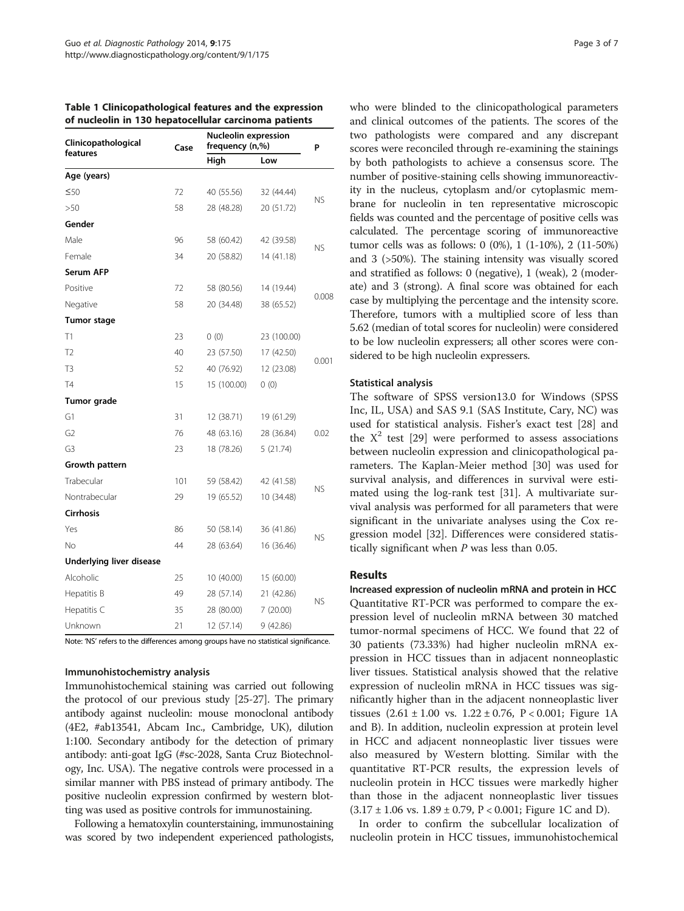**Table 1 Clinicopathological features and the expression of nucleolin in 130 hepatocellular carcinoma patients**

| Clinicopathological features | Case | Nucleolin expression frequency (n,%) | | P |
|---|---|---|---|---|
| | | High | Low | |
| **Age (years)** | | | | |
| ≤50 | 72 | 40 (55.56) | 32 (44.44) | NS |
| >50 | 58 | 28 (48.28) | 20 (51.72) | |
| **Gender** | | | | |
| Male | 96 | 58 (60.42) | 42 (39.58) | NS |
| Female | 34 | 20 (58.82) | 14 (41.18) | |
| **Serum AFP** | | | | |
| Positive | 72 | 58 (80.56) | 14 (19.44) | 0.008 |
| Negative | 58 | 20 (34.48) | 38 (65.52) | |
| **Tumor stage** | | | | |
| T1 | 23 | 0 (0) | 23 (100.00) | 0.001 |
| T2 | 40 | 23 (57.50) | 17 (42.50) | |
| T3 | 52 | 40 (76.92) | 12 (23.08) | |
| T4 | 15 | 15 (100.00) | 0 (0) | |
| **Tumor grade** | | | | |
| G1 | 31 | 12 (38.71) | 19 (61.29) | 0.02 |
| G2 | 76 | 48 (63.16) | 28 (36.84) | |
| G3 | 23 | 18 (78.26) | 5 (21.74) | |
| **Growth pattern** | | | | |
| Trabecular | 101 | 59 (58.42) | 42 (41.58) | NS |
| Nontrabecular | 29 | 19 (65.52) | 10 (34.48) | |
| **Cirrhosis** | | | | |
| Yes | 86 | 50 (58.14) | 36 (41.86) | NS |
| No | 44 | 28 (63.64) | 16 (36.46) | |
| **Underlying liver disease** | | | | |
| Alcoholic | 25 | 10 (40.00) | 15 (60.00) | NS |
| Hepatitis B | 49 | 28 (57.14) | 21 (42.86) | |
| Hepatitis C | 35 | 28 (80.00) | 7 (20.00) | |
| Unknown | 21 | 12 (57.14) | 9 (42.86) | |

Note: 'NS' refers to the differences among groups have no statistical significance.

#### Immunohistochemistry analysis

Immunohistochemical staining was carried out following the protocol of our previous study [25-27]. The primary antibody against nucleolin: mouse monoclonal antibody (4E2, #ab13541, Abcam Inc., Cambridge, UK), dilution 1:100. Secondary antibody for the detection of primary antibody: anti-goat IgG (#sc-2028, Santa Cruz Biotechnology, Inc. USA). The negative controls were processed in a similar manner with PBS instead of primary antibody. The positive nucleolin expression confirmed by western blotting was used as positive controls for immunostaining.

Following a hematoxylin counterstaining, immunostaining was scored by two independent experienced pathologists, who were blinded to the clinicopathological parameters and clinical outcomes of the patients. The scores of the two pathologists were compared and any discrepant scores were reconciled through re-examining the stainings by both pathologists to achieve a consensus score. The number of positive-staining cells showing immunoreactivity in the nucleus, cytoplasm and/or cytoplasmic membrane for nucleolin in ten representative microscopic fields was counted and the percentage of positive cells was calculated. The percentage scoring of immunoreactive tumor cells was as follows: 0 (0%), 1 (1-10%), 2 (11-50%) and 3 (>50%). The staining intensity was visually scored and stratified as follows: 0 (negative), 1 (weak), 2 (moderate) and 3 (strong). A final score was obtained for each case by multiplying the percentage and the intensity score. Therefore, tumors with a multiplied score of less than 5.62 (median of total scores for nucleolin) were considered to be low nucleolin expressers; all other scores were considered to be high nucleolin expressers.

#### Statistical analysis

The software of SPSS version13.0 for Windows (SPSS Inc, IL, USA) and SAS 9.1 (SAS Institute, Cary, NC) was used for statistical analysis. Fisher's exact test [28] and the $X^2$ test [29] were performed to assess associations between nucleolin expression and clinicopathological parameters. The Kaplan-Meier method [30] was used for survival analysis, and differences in survival were estimated using the log-rank test [31]. A multivariate survival analysis was performed for all parameters that were significant in the univariate analyses using the Cox regression model [32]. Differences were considered statistically significant when *P* was less than 0.05.

## Results

#### Increased expression of nucleolin mRNA and protein in HCC

Quantitative RT-PCR was performed to compare the expression level of nucleolin mRNA between 30 matched tumor-normal specimens of HCC. We found that 22 of 30 patients (73.33%) had higher nucleolin mRNA expression in HCC tissues than in adjacent nonneoplastic liver tissues. Statistical analysis showed that the relative expression of nucleolin mRNA in HCC tissues was significantly higher than in the adjacent nonneoplastic liver tissues ($2.61 \pm 1.00$ vs. $1.22 \pm 0.76$, $P < 0.001$; Figure 1A and B). In addition, nucleolin expression at protein level in HCC and adjacent nonneoplastic liver tissues were also measured by Western blotting. Similar with the quantitative RT-PCR results, the expression levels of nucleolin protein in HCC tissues were markedly higher than those in the adjacent nonneoplastic liver tissues ($3.17 \pm 1.06$ vs. $1.89 \pm 0.79$, $P < 0.001$; Figure 1C and D).

In order to confirm the subcellular localization of nucleolin protein in HCC tissues, immunohistochemical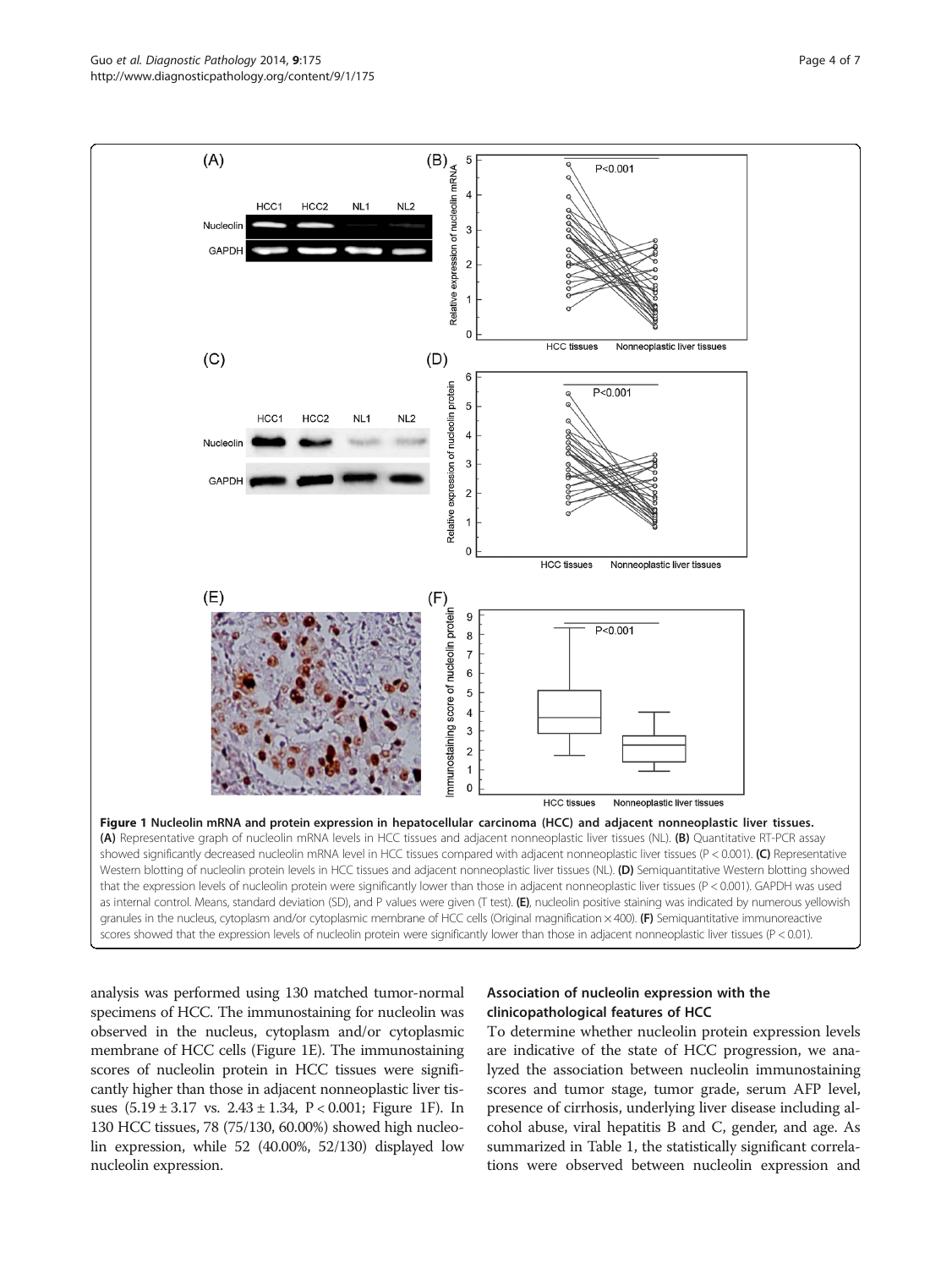**Figure 1 Nucleolin mRNA and protein expression in hepatocellular carcinoma (HCC) and adjacent nonneoplastic liver tissues.** **(A)** Representative graph of nucleolin mRNA levels in HCC tissues and adjacent nonneoplastic liver tissues (NL). **(B)** Quantitative RT-PCR assay showed significantly decreased nucleolin mRNA level in HCC tissues compared with adjacent nonneoplastic liver tissues (P < 0.001). **(C)** Representative Western blotting of nucleolin protein levels in HCC tissues and adjacent nonneoplastic liver tissues (NL). **(D)** Semiquantitative Western blotting showed that the expression levels of nucleolin protein were significantly lower than those in adjacent nonneoplastic liver tissues (P < 0.001). GAPDH was used as internal control. Means, standard deviation (SD), and P values were given (T test). **(E)**, nucleolin positive staining was indicated by numerous yellowish granules in the nucleus, cytoplasm and/or cytoplasmic membrane of HCC cells (Original magnification × 400). **(F)** Semiquantitative immunoreactive scores showed that the expression levels of nucleolin protein were significantly lower than those in adjacent nonneoplastic liver tissues (P < 0.01).

analysis was performed using 130 matched tumor-normal specimens of HCC. The immunostaining for nucleolin was observed in the nucleus, cytoplasm and/or cytoplasmic membrane of HCC cells (Figure 1E). The immunostaining scores of nucleolin protein in HCC tissues were significantly higher than those in adjacent nonneoplastic liver tissues ($5.19 \pm 3.17$ vs. $2.43 \pm 1.34$, $P < 0.001$; Figure 1F). In 130 HCC tissues, 78 (75/130, 60.00%) showed high nucleolin expression, while 52 (40.00%, 52/130) displayed low nucleolin expression.

### Association of nucleolin expression with the clinicopathological features of HCC

To determine whether nucleolin protein expression levels are indicative of the state of HCC progression, we analyzed the association between nucleolin immunostaining scores and tumor stage, tumor grade, serum AFP level, presence of cirrhosis, underlying liver disease including alcohol abuse, viral hepatitis B and C, gender, and age. As summarized in Table 1, the statistically significant correlations were observed between nucleolin expression and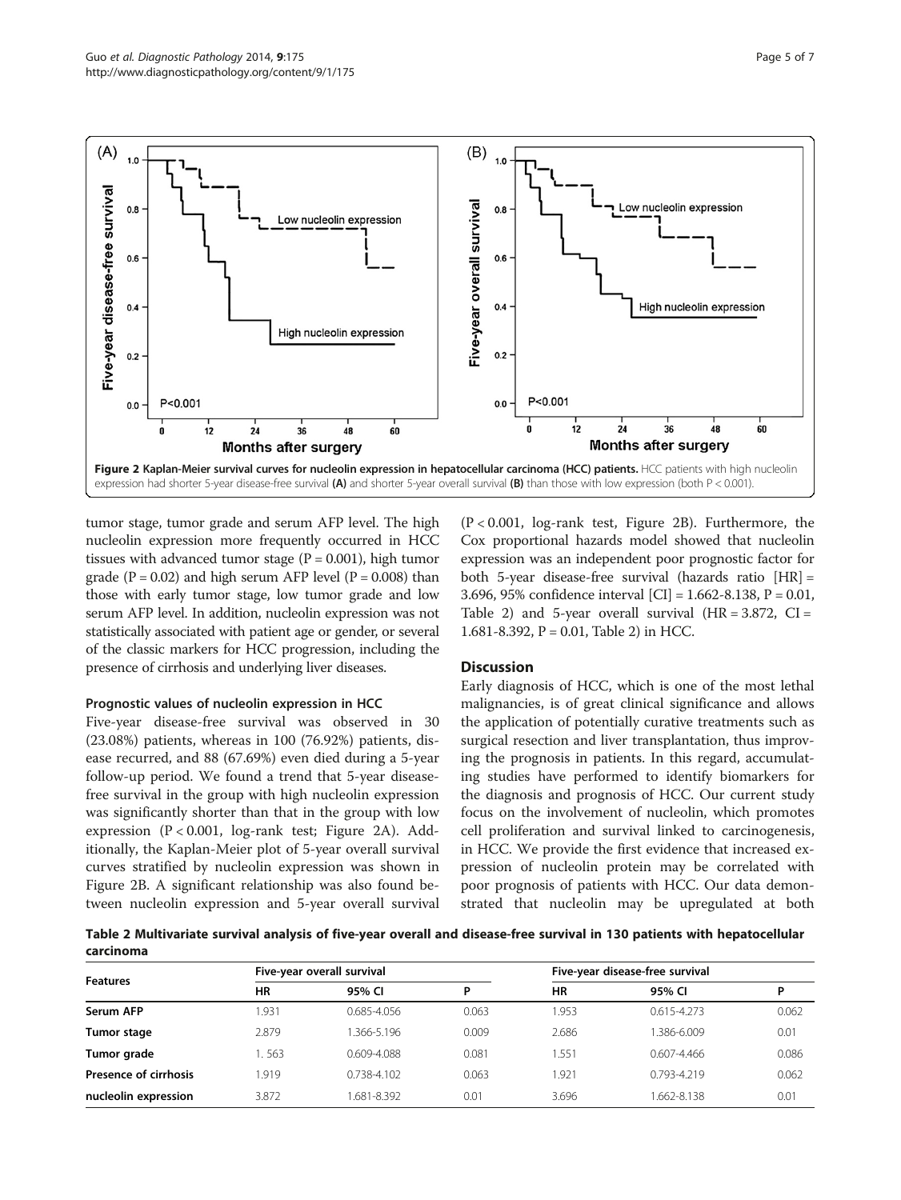Figure 2 Kaplan-Meier survival curves for nucleolin expression in hepatocellular carcinoma (HCC) patients. HCC patients with high nucleolin expression had shorter 5-year disease-free survival (A) and shorter 5-year overall survival (B) than those with low expression (both P < 0.001).

tumor stage, tumor grade and serum AFP level. The high nucleolin expression more frequently occurred in HCC tissues with advanced tumor stage (P = 0.001), high tumor grade (P = 0.02) and high serum AFP level (P = 0.008) than those with early tumor stage, low tumor grade and low serum AFP level. In addition, nucleolin expression was not statistically associated with patient age or gender, or several of the classic markers for HCC progression, including the presence of cirrhosis and underlying liver diseases.

#### Prognostic values of nucleolin expression in HCC

Five-year disease-free survival was observed in 30 (23.08%) patients, whereas in 100 (76.92%) patients, disease recurred, and 88 (67.69%) even died during a 5-year follow-up period. We found a trend that 5-year disease-free survival in the group with high nucleolin expression was significantly shorter than that in the group with low expression (P < 0.001, log-rank test; Figure 2A). Additionally, the Kaplan-Meier plot of 5-year overall survival curves stratified by nucleolin expression was shown in Figure 2B. A significant relationship was also found between nucleolin expression and 5-year overall survival (P < 0.001, log-rank test, Figure 2B). Furthermore, the Cox proportional hazards model showed that nucleolin expression was an independent poor prognostic factor for both 5-year disease-free survival (hazards ratio [HR] = 3.696, 95% confidence interval [CI] = 1.662-8.138, P = 0.01, Table 2) and 5-year overall survival (HR = 3.872, CI = 1.681-8.392, P = 0.01, Table 2) in HCC.

## Discussion

Early diagnosis of HCC, which is one of the most lethal malignancies, is of great clinical significance and allows the application of potentially curative treatments such as surgical resection and liver transplantation, thus improving the prognosis in patients. In this regard, accumulating studies have performed to identify biomarkers for the diagnosis and prognosis of HCC. Our current study focus on the involvement of nucleolin, which promotes cell proliferation and survival linked to carcinogenesis, in HCC. We provide the first evidence that increased expression of nucleolin protein may be correlated with poor prognosis of patients with HCC. Our data demonstrated that nucleolin may be upregulated at both

**Table 2 Multivariate survival analysis of five-year overall and disease-free survival in 130 patients with hepatocellular carcinoma**

| Features | Five-year overall survival | | | Five-year disease-free survival | | |
|---|---|---|---|---|---|---|
| | HR | 95% CI | P | HR | 95% CI | P |
| **Serum AFP** | 1.931 | 0.685-4.056 | 0.063 | 1.953 | 0.615-4.273 | 0.062 |
| **Tumor stage** | 2.879 | 1.366-5.196 | 0.009 | 2.686 | 1.386-6.009 | 0.01 |
| **Tumor grade** | 1. 563 | 0.609-4.088 | 0.081 | 1.551 | 0.607-4.466 | 0.086 |
| **Presence of cirrhosis** | 1.919 | 0.738-4.102 | 0.063 | 1.921 | 0.793-4.219 | 0.062 |
| **nucleolin expression** | 3.872 | 1.681-8.392 | 0.01 | 3.696 | 1.662-8.138 | 0.01 |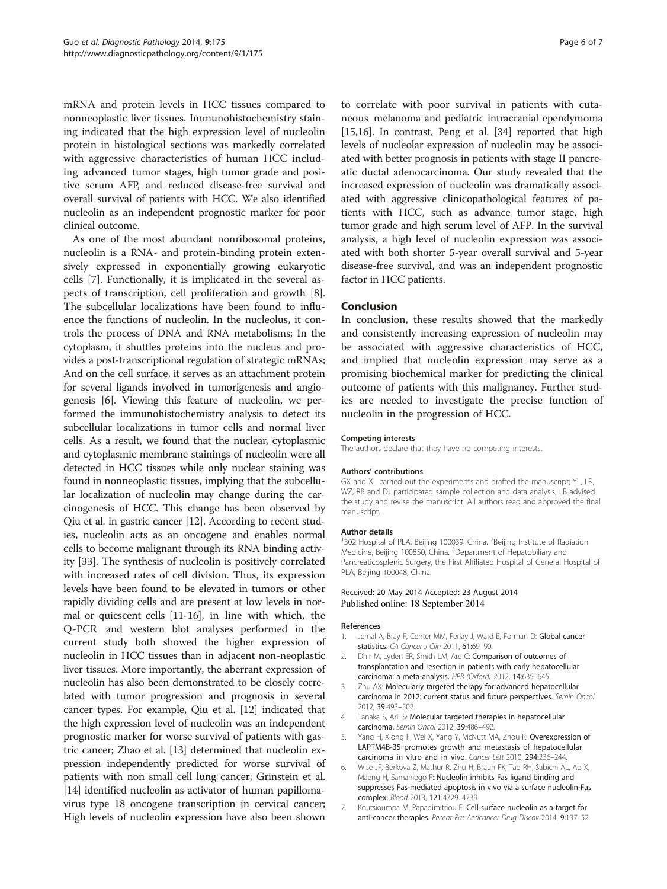mRNA and protein levels in HCC tissues compared to nonneoplastic liver tissues. Immunohistochemistry staining indicated that the high expression level of nucleolin protein in histological sections was markedly correlated with aggressive characteristics of human HCC including advanced tumor stages, high tumor grade and positive serum AFP, and reduced disease-free survival and overall survival of patients with HCC. We also identified nucleolin as an independent prognostic marker for poor clinical outcome.

As one of the most abundant nonribosomal proteins, nucleolin is a RNA- and protein-binding protein extensively expressed in exponentially growing eukaryotic cells [7]. Functionally, it is implicated in the several aspects of transcription, cell proliferation and growth [8]. The subcellular localizations have been found to influence the functions of nucleolin. In the nucleolus, it controls the process of DNA and RNA metabolisms; In the cytoplasm, it shuttles proteins into the nucleus and provides a post-transcriptional regulation of strategic mRNAs; And on the cell surface, it serves as an attachment protein for several ligands involved in tumorigenesis and angiogenesis [6]. Viewing this feature of nucleolin, we performed the immunohistochemistry analysis to detect its subcellular localizations in tumor cells and normal liver cells. As a result, we found that the nuclear, cytoplasmic and cytoplasmic membrane stainings of nucleolin were all detected in HCC tissues while only nuclear staining was found in nonneoplastic tissues, implying that the subcellular localization of nucleolin may change during the carcinogenesis of HCC. This change has been observed by Qiu et al. in gastric cancer [12]. According to recent studies, nucleolin acts as an oncogene and enables normal cells to become malignant through its RNA binding activity [33]. The synthesis of nucleolin is positively correlated with increased rates of cell division. Thus, its expression levels have been found to be elevated in tumors or other rapidly dividing cells and are present at low levels in normal or quiescent cells [11-16], in line with which, the Q-PCR and western blot analyses performed in the current study both showed the higher expression of nucleolin in HCC tissues than in adjacent non-neoplastic liver tissues. More importantly, the aberrant expression of nucleolin has also been demonstrated to be closely correlated with tumor progression and prognosis in several cancer types. For example, Qiu et al. [12] indicated that the high expression level of nucleolin was an independent prognostic marker for worse survival of patients with gastric cancer; Zhao et al. [13] determined that nucleolin expression independently predicted for worse survival of patients with non small cell lung cancer; Grinstein et al. [14] identified nucleolin as activator of human papillomavirus type 18 oncogene transcription in cervical cancer; High levels of nucleolin expression have also been shown to correlate with poor survival in patients with cutaneous melanoma and pediatric intracranial ependymoma [15,16]. In contrast, Peng et al. [34] reported that high levels of nucleolar expression of nucleolin may be associated with better prognosis in patients with stage II pancreatic ductal adenocarcinoma. Our study revealed that the increased expression of nucleolin was dramatically associated with aggressive clinicopathological features of patients with HCC, such as advance tumor stage, high tumor grade and high serum level of AFP. In the survival analysis, a high level of nucleolin expression was associated with both shorter 5-year overall survival and 5-year disease-free survival, and was an independent prognostic factor in HCC patients.

## Conclusion

In conclusion, these results showed that the markedly and consistently increasing expression of nucleolin may be associated with aggressive characteristics of HCC, and implied that nucleolin expression may serve as a promising biochemical marker for predicting the clinical outcome of patients with this malignancy. Further studies are needed to investigate the precise function of nucleolin in the progression of HCC.

#### Competing interests

The authors declare that they have no competing interests.

#### Authors' contributions

GX and XL carried out the experiments and drafted the manuscript; YL, LR, WZ, RB and DJ participated sample collection and data analysis; LB advised the study and revise the manuscript. All authors read and approved the final manuscript.

#### Author details

[1]302 Hospital of PLA, Beijing 100039, China. [2]Beijing Institute of Radiation Medicine, Beijing 100850, China. [3]Department of Hepatobiliary and Pancreaticosplenic Surgery, the First Affiliated Hospital of General Hospital of PLA, Beijing 100048, China.

Received: 20 May 2014 Accepted: 23 August 2014
Published online: 18 September 2014

#### References

1. Jemal A, Bray F, Center MM, Ferlay J, Ward E, Forman D: **Global cancer statistics.** *CA Cancer J Clin* 2011, **61:**69–90.
2. Dhir M, Lyden ER, Smith LM, Are C: **Comparison of outcomes of transplantation and resection in patients with early hepatocellular carcinoma: a meta-analysis.** *HPB (Oxford)* 2012, **14:**635–645.
3. Zhu AX: **Molecularly targeted therapy for advanced hepatocellular carcinoma in 2012: current status and future perspectives.** *Semin Oncol* 2012, **39:**493–502.
4. Tanaka S, Arii S: **Molecular targeted therapies in hepatocellular carcinoma.** *Semin Oncol* 2012, **39:**486–492.
5. Yang H, Xiong F, Wei X, Yang Y, McNutt MA, Zhou R: **Overexpression of LAPTM4B-35 promotes growth and metastasis of hepatocellular carcinoma in vitro and in vivo.** *Cancer Lett* 2010, **294:**236–244.
6. Wise JF, Berkova Z, Mathur R, Zhu H, Braun FK, Tao RH, Sabichi AL, Ao X, Maeng H, Samaniego F: **Nucleolin inhibits Fas ligand binding and suppresses Fas-mediated apoptosis in vivo via a surface nucleolin-Fas complex.** *Blood* 2013, **121:**4729–4739.
7. Koutsioumpa M, Papadimitriou E: **Cell surface nucleolin as a target for anti-cancer therapies.** *Recent Pat Anticancer Drug Discov* 2014, **9:**137. 52.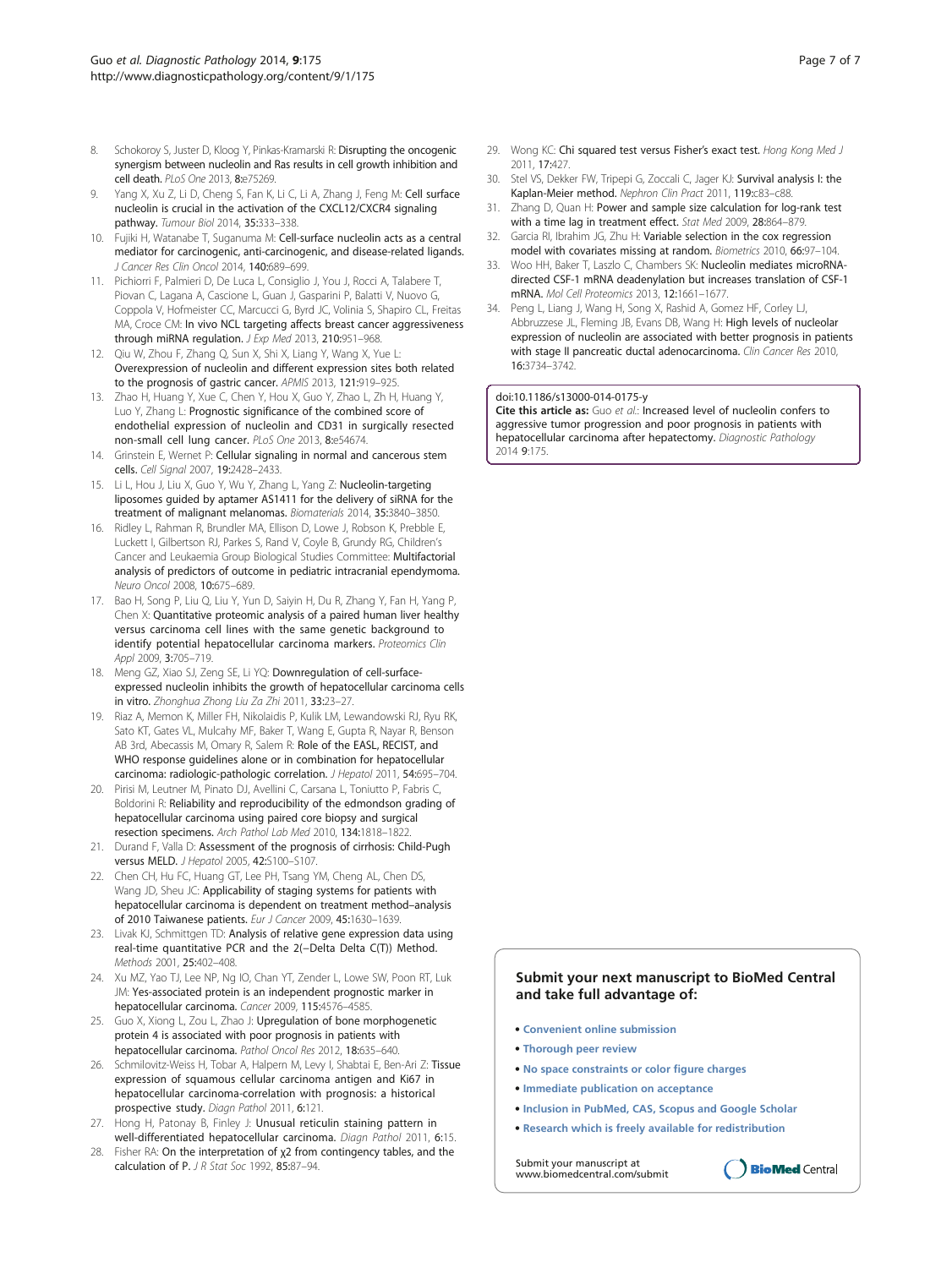8. Schokoroy S, Juster D, Kloog Y, Pinkas-Kramarski R: **Disrupting the oncogenic synergism between nucleolin and Ras results in cell growth inhibition and cell death.** *PLoS One* 2013, **8:**e75269.
9. Yang X, Xu Z, Li D, Cheng S, Fan K, Li C, Li A, Zhang J, Feng M: **Cell surface nucleolin is crucial in the activation of the CXCL12/CXCR4 signaling pathway.** *Tumour Biol* 2014, **35:**333–338.
10. Fujiki H, Watanabe T, Suganuma M: **Cell-surface nucleolin acts as a central mediator for carcinogenic, anti-carcinogenic, and disease-related ligands.** *J Cancer Res Clin Oncol* 2014, **140:**689–699.
11. Pichiorri F, Palmieri D, De Luca L, Consiglio J, You J, Rocci A, Talabere T, Piovan C, Lagana A, Cascione L, Guan J, Gasparini P, Balatti V, Nuovo G, Coppola V, Hofmeister CC, Marcucci G, Byrd JC, Volinia S, Shapiro CL, Freitas MA, Croce CM: **In vivo NCL targeting affects breast cancer aggressiveness through miRNA regulation.** *J Exp Med* 2013, **210:**951–968.
12. Qiu W, Zhou F, Zhang Q, Sun X, Shi X, Liang Y, Wang X, Yue L: **Overexpression of nucleolin and different expression sites both related to the prognosis of gastric cancer.** *APMIS* 2013, **121:**919–925.
13. Zhao H, Huang Y, Xue C, Chen Y, Hou X, Guo Y, Zhao L, Zh H, Huang Y, Luo Y, Zhang L: **Prognostic significance of the combined score of endothelial expression of nucleolin and CD31 in surgically resected non-small cell lung cancer.** *PLoS One* 2013, **8:**e54674.
14. Grinstein E, Wernet P: **Cellular signaling in normal and cancerous stem cells.** *Cell Signal* 2007, **19:**2428–2433.
15. Li L, Hou J, Liu X, Guo Y, Wu Y, Zhang L, Yang Z: **Nucleolin-targeting liposomes guided by aptamer AS1411 for the delivery of siRNA for the treatment of malignant melanomas.** *Biomaterials* 2014, **35:**3840–3850.
16. Ridley L, Rahman R, Brundler MA, Ellison D, Lowe J, Robson K, Prebble E, Luckett I, Gilbertson RJ, Parkes S, Rand V, Coyle B, Grundy RG, Children's Cancer and Leukaemia Group Biological Studies Committee: **Multifactorial analysis of predictors of outcome in pediatric intracranial ependymoma.** *Neuro Oncol* 2008, **10:**675–689.
17. Bao H, Song P, Liu Q, Liu Y, Yun D, Saiyin H, Du R, Zhang Y, Fan H, Yang P, Chen X: **Quantitative proteomic analysis of a paired human liver healthy versus carcinoma cell lines with the same genetic background to identify potential hepatocellular carcinoma markers.** *Proteomics Clin Appl* 2009, **3:**705–719.
18. Meng GZ, Xiao SJ, Zeng SE, Li YQ: **Downregulation of cell-surface-expressed nucleolin inhibits the growth of hepatocellular carcinoma cells in vitro.** *Zhonghua Zhong Liu Za Zhi* 2011, **33:**23–27.
19. Riaz A, Memon K, Miller FH, Nikolaidis P, Kulik LM, Lewandowski RJ, Ryu RK, Sato KT, Gates VL, Mulcahy MF, Baker T, Wang E, Gupta R, Nayar R, Benson AB 3rd, Abecassis M, Omary R, Salem R: **Role of the EASL, RECIST, and WHO response guidelines alone or in combination for hepatocellular carcinoma: radiologic-pathologic correlation.** *J Hepatol* 2011, **54:**695–704.
20. Pirisi M, Leutner M, Pinato DJ, Avellini C, Carsana L, Toniutto P, Fabris C, Boldorini R: **Reliability and reproducibility of the edmondson grading of hepatocellular carcinoma using paired core biopsy and surgical resection specimens.** *Arch Pathol Lab Med* 2010, **134:**1818–1822.
21. Durand F, Valla D: **Assessment of the prognosis of cirrhosis: Child-Pugh versus MELD.** *J Hepatol* 2005, **42:**S100–S107.
22. Chen CH, Hu FC, Huang GT, Lee PH, Tsang YM, Cheng AL, Chen DS, Wang JD, Sheu JC: **Applicability of staging systems for patients with hepatocellular carcinoma is dependent on treatment method–analysis of 2010 Taiwanese patients.** *Eur J Cancer* 2009, **45:**1630–1639.
23. Livak KJ, Schmittgen TD: **Analysis of relative gene expression data using real-time quantitative PCR and the 2(−Delta Delta C(T)) Method.** *Methods* 2001, **25:**402–408.
24. Xu MZ, Yao TJ, Lee NP, Ng IO, Chan YT, Zender L, Lowe SW, Poon RT, Luk JM: **Yes-associated protein is an independent prognostic marker in hepatocellular carcinoma.** *Cancer* 2009, **115:**4576–4585.
25. Guo X, Xiong L, Zou L, Zhao J: **Upregulation of bone morphogenetic protein 4 is associated with poor prognosis in patients with hepatocellular carcinoma.** *Pathol Oncol Res* 2012, **18:**635–640.
26. Schmilovitz-Weiss H, Tobar A, Halpern M, Levy I, Shabtai E, Ben-Ari Z: **Tissue expression of squamous cellular carcinoma antigen and Ki67 in hepatocellular carcinoma-correlation with prognosis: a historical prospective study.** *Diagn Pathol* 2011, **6:**121.
27. Hong H, Patonay B, Finley J: **Unusual reticulin staining pattern in well-differentiated hepatocellular carcinoma.** *Diagn Pathol* 2011, **6:**15.
28. Fisher RA: **On the interpretation of $\chi 2$ from contingency tables, and the calculation of P.** *J R Stat Soc* 1992, **85:**87–94.
29. Wong KC: **Chi squared test versus Fisher's exact test.** *Hong Kong Med J* 2011, **17:**427.
30. Stel VS, Dekker FW, Tripepi G, Zoccali C, Jager KJ: **Survival analysis I: the Kaplan-Meier method.** *Nephron Clin Pract* 2011, **119:**c83–c88.
31. Zhang D, Quan H: **Power and sample size calculation for log-rank test with a time lag in treatment effect.** *Stat Med* 2009, **28:**864–879.
32. Garcia RI, Ibrahim JG, Zhu H: **Variable selection in the cox regression model with covariates missing at random.** *Biometrics* 2010, **66:**97–104.
33. Woo HH, Baker T, Laszlo C, Chambers SK: **Nucleolin mediates microRNA-directed CSF-1 mRNA deadenylation but increases translation of CSF-1 mRNA.** *Mol Cell Proteomics* 2013, **12:**1661–1677.
34. Peng L, Liang J, Wang H, Song X, Rashid A, Gomez HF, Corley LJ, Abbruzzese JL, Fleming JB, Evans DB, Wang H: **High levels of nucleolar expression of nucleolin are associated with better prognosis in patients with stage II pancreatic ductal adenocarcinoma.** *Clin Cancer Res* 2010, **16:**3734–3742.

doi:10.1186/s13000-014-0175-y
**Cite this article as:** Guo *et al.*: Increased level of nucleolin confers to aggressive tumor progression and poor prognosis in patients with hepatocellular carcinoma after hepatectomy. *Diagnostic Pathology* 2014 **9**:175.

**Submit your next manuscript to BioMed Central and take full advantage of:**

- **Convenient online submission**
- **Thorough peer review**
- **No space constraints or color figure charges**
- **Immediate publication on acceptance**
- **Inclusion in PubMed, CAS, Scopus and Google Scholar**
- **Research which is freely available for redistribution**

Submit your manuscript at
www.biomedcentral.com/submit

BioMed Central